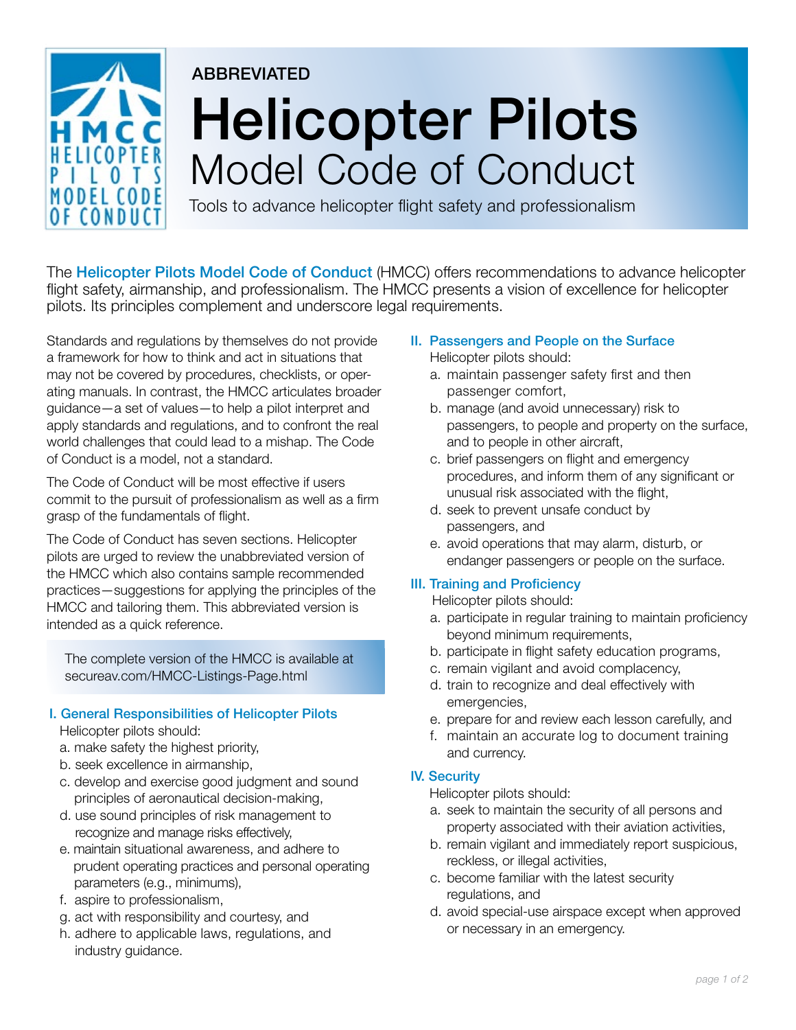ABBREVIATED

# Helicopter Pilots Model Code of Conduct

Tools to advance helicopter flight safety and professionalism

The **Helicopter Pilots Model Code of Conduct** (HMCC) offers recommendations to advance helicopter flight safety, airmanship, and professionalism. The HMCC presents a vision of excellence for helicopter pilots. Its principles complement and underscore legal requirements.

Standards and regulations by themselves do not provide a framework for how to think and act in situations that may not be covered by procedures, checklists, or operating manuals. In contrast, the HMCC articulates broader guidance—a set of values—to help a pilot interpret and apply standards and regulations, and to confront the real world challenges that could lead to a mishap. The Code of Conduct is a model, not a standard.

The Code of Conduct will be most effective if users commit to the pursuit of professionalism as well as a firm grasp of the fundamentals of flight.

The Code of Conduct has seven sections. Helicopter pilots are urged to review the unabbreviated version of the HMCC which also contains sample recommended practices—suggestions for applying the principles of the HMCC and tailoring them. This abbreviated version is intended as a quick reference.

> The complete version of the HMCC is available at secureav.com/HMCC-Listings-Page.html

## I. General Responsibilities of Helicopter Pilots

Helicopter pilots should:

a. make safety the highest priority,
b. seek excellence in airmanship,
c. develop and exercise good judgment and sound principles of aeronautical decision-making,
d. use sound principles of risk management to recognize and manage risks effectively,
e. maintain situational awareness, and adhere to prudent operating practices and personal operating parameters (e.g., minimums),
f. aspire to professionalism,
g. act with responsibility and courtesy, and
h. adhere to applicable laws, regulations, and industry guidance.

## II. Passengers and People on the Surface

Helicopter pilots should:

a. maintain passenger safety first and then passenger comfort,
b. manage (and avoid unnecessary) risk to passengers, to people and property on the surface, and to people in other aircraft,
c. brief passengers on flight and emergency procedures, and inform them of any significant or unusual risk associated with the flight,
d. seek to prevent unsafe conduct by passengers, and
e. avoid operations that may alarm, disturb, or endanger passengers or people on the surface.

## III. Training and Proficiency

Helicopter pilots should:

a. participate in regular training to maintain proficiency beyond minimum requirements,
b. participate in flight safety education programs,
c. remain vigilant and avoid complacency,
d. train to recognize and deal effectively with emergencies,
e. prepare for and review each lesson carefully, and
f. maintain an accurate log to document training and currency.

## IV. Security

Helicopter pilots should:

a. seek to maintain the security of all persons and property associated with their aviation activities,
b. remain vigilant and immediately report suspicious, reckless, or illegal activities,
c. become familiar with the latest security regulations, and
d. avoid special-use airspace except when approved or necessary in an emergency.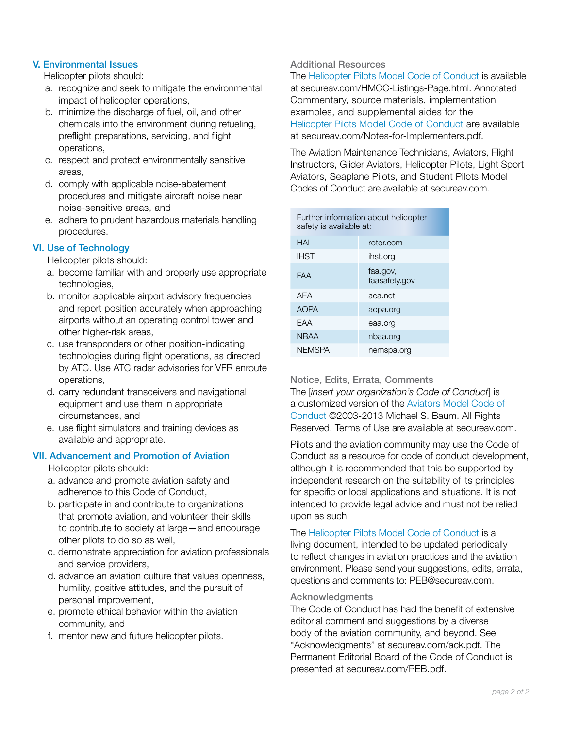## V. Environmental Issues

Helicopter pilots should:

a. recognize and seek to mitigate the environmental impact of helicopter operations,
b. minimize the discharge of fuel, oil, and other chemicals into the environment during refueling, preflight preparations, servicing, and flight operations,
c. respect and protect environmentally sensitive areas,
d. comply with applicable noise-abatement procedures and mitigate aircraft noise near noise-sensitive areas, and
e. adhere to prudent hazardous materials handling procedures.

## VI. Use of Technology

Helicopter pilots should:

a. become familiar with and properly use appropriate technologies,
b. monitor applicable airport advisory frequencies and report position accurately when approaching airports without an operating control tower and other higher-risk areas,
c. use transponders or other position-indicating technologies during flight operations, as directed by ATC. Use ATC radar advisories for VFR enroute operations,
d. carry redundant transceivers and navigational equipment and use them in appropriate circumstances, and
e. use flight simulators and training devices as available and appropriate.

## VII. Advancement and Promotion of Aviation

Helicopter pilots should:

a. advance and promote aviation safety and adherence to this Code of Conduct,
b. participate in and contribute to organizations that promote aviation, and volunteer their skills to contribute to society at large—and encourage other pilots to do so as well,
c. demonstrate appreciation for aviation professionals and service providers,
d. advance an aviation culture that values openness, humility, positive attitudes, and the pursuit of personal improvement,
e. promote ethical behavior within the aviation community, and
f. mentor new and future helicopter pilots.

### Additional Resources

The Helicopter Pilots Model Code of Conduct is available at secureav.com/HMCC-Listings-Page.html. Annotated Commentary, source materials, implementation examples, and supplemental aides for the Helicopter Pilots Model Code of Conduct are available at secureav.com/Notes-for-Implementers.pdf.

The Aviation Maintenance Technicians, Aviators, Flight Instructors, Glider Aviators, Helicopter Pilots, Light Sport Aviators, Seaplane Pilots, and Student Pilots Model Codes of Conduct are available at secureav.com.

| Further information about helicopter safety is available at: | |
|---|---|
| HAI | rotor.com |
| IHST | ihst.org |
| FAA | faa.gov, faasafety.gov |
| AEA | aea.net |
| AOPA | aopa.org |
| EAA | eaa.org |
| NBAA | nbaa.org |
| NEMSPA | nemspa.org |

### Notice, Edits, Errata, Comments

The [*insert your organization's Code of Conduct*] is a customized version of the Aviators Model Code of Conduct ©2003-2013 Michael S. Baum. All Rights Reserved. Terms of Use are available at secureav.com.

Pilots and the aviation community may use the Code of Conduct as a resource for code of conduct development, although it is recommended that this be supported by independent research on the suitability of its principles for specific or local applications and situations. It is not intended to provide legal advice and must not be relied upon as such.

The Helicopter Pilots Model Code of Conduct is a living document, intended to be updated periodically to reflect changes in aviation practices and the aviation environment. Please send your suggestions, edits, errata, questions and comments to: PEB@secureav.com.

### Acknowledgments

The Code of Conduct has had the benefit of extensive editorial comment and suggestions by a diverse body of the aviation community, and beyond. See "Acknowledgments" at secureav.com/ack.pdf. The Permanent Editorial Board of the Code of Conduct is presented at secureav.com/PEB.pdf.